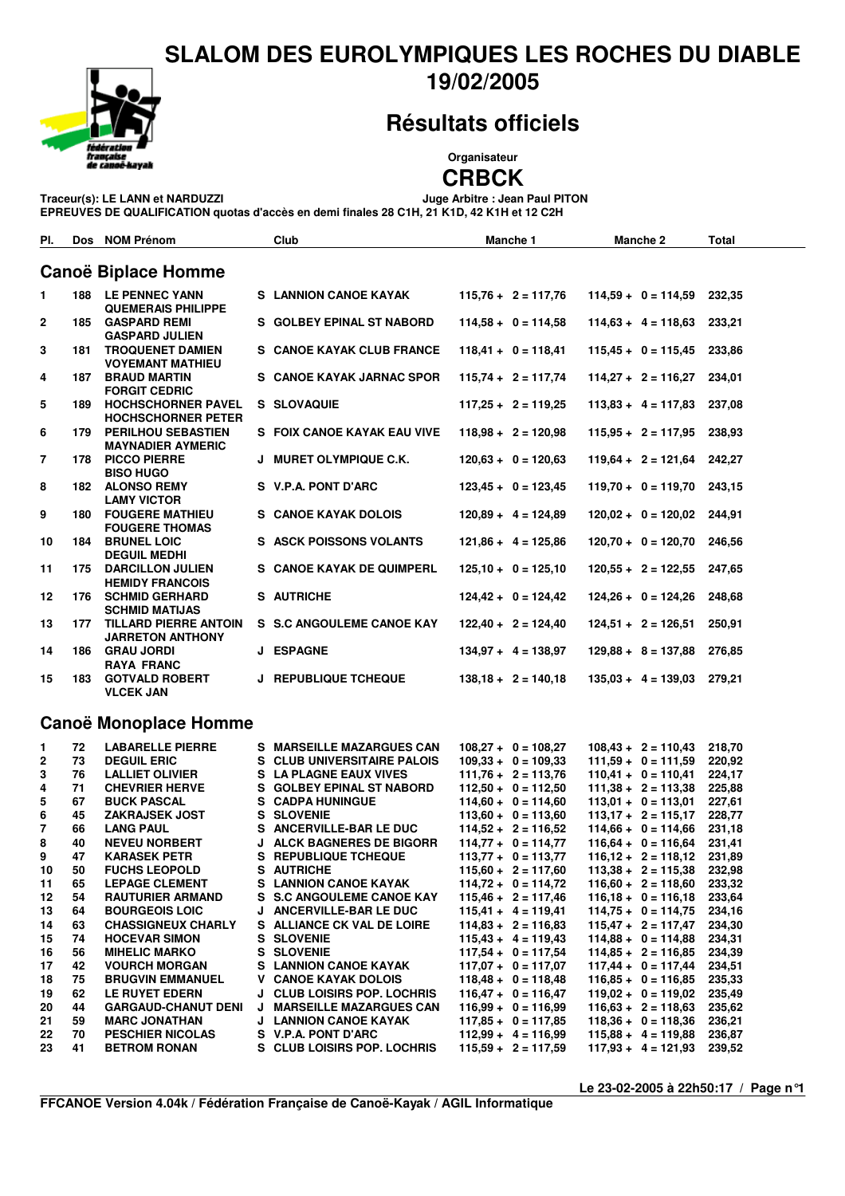# SLALOM DES EUROLYMPIQUES LES ROCHES DU DIABLE

## 19/02/2005

## Résultats officiels

**Organisateur**

**CRBCK**

**Traceur(s): LE LANN et NARDUZZI** **Juge Arbitre : Jean Paul PITON**

**EPREUVES DE QUALIFICATION quotas d'accès en demi finales 28 C1H, 21 K1D, 42 K1H et 12 C2H**

### Canoë Biplace Homme

| Pl. | Dos | NOM Prénom | | Club | Manche 1 | Manche 2 | Total |
|---|---|---|---|---|---|---|---|
| 1 | 188 | LE PENNEC YANN<br>QUEMERAIS PHILIPPE | S | LANNION CANOE KAYAK | 115,76 + 2 = 117,76 | 114,59 + 0 = 114,59 | 232,35 |
| 2 | 185 | GASPARD REMI<br>GASPARD JULIEN | S | GOLBEY EPINAL ST NABORD | 114,58 + 0 = 114,58 | 114,63 + 4 = 118,63 | 233,21 |
| 3 | 181 | TROQUENET DAMIEN<br>VOYEMANT MATHIEU | S | CANOE KAYAK CLUB FRANCE | 118,41 + 0 = 118,41 | 115,45 + 0 = 115,45 | 233,86 |
| 4 | 187 | BRAUD MARTIN<br>FORGIT CEDRIC | S | CANOE KAYAK JARNAC SPOR | 115,74 + 2 = 117,74 | 114,27 + 2 = 116,27 | 234,01 |
| 5 | 189 | HOCHSCHORNER PAVEL<br>HOCHSCHORNER PETER | S | SLOVAQUIE | 117,25 + 2 = 119,25 | 113,83 + 4 = 117,83 | 237,08 |
| 6 | 179 | PERILHOU SEBASTIEN<br>MAYNADIER AYMERIC | S | FOIX CANOE KAYAK EAU VIVE | 118,98 + 2 = 120,98 | 115,95 + 2 = 117,95 | 238,93 |
| 7 | 178 | PICCO PIERRE<br>BISO HUGO | J | MURET OLYMPIQUE C.K. | 120,63 + 0 = 120,63 | 119,64 + 2 = 121,64 | 242,27 |
| 8 | 182 | ALONSO REMY<br>LAMY VICTOR | S | V.P.A. PONT D'ARC | 123,45 + 0 = 123,45 | 119,70 + 0 = 119,70 | 243,15 |
| 9 | 180 | FOUGERE MATHIEU<br>FOUGERE THOMAS | S | CANOE KAYAK DOLOIS | 120,89 + 4 = 124,89 | 120,02 + 0 = 120,02 | 244,91 |
| 10 | 184 | BRUNEL LOIC<br>DEGUIL MEDHI | S | ASCK POISSONS VOLANTS | 121,86 + 4 = 125,86 | 120,70 + 0 = 120,70 | 246,56 |
| 11 | 175 | DARCILLON JULIEN<br>HEMIDY FRANCOIS | S | CANOE KAYAK DE QUIMPERL | 125,10 + 0 = 125,10 | 120,55 + 2 = 122,55 | 247,65 |
| 12 | 176 | SCHMID GERHARD<br>SCHMID MATIJAS | S | AUTRICHE | 124,42 + 0 = 124,42 | 124,26 + 0 = 124,26 | 248,68 |
| 13 | 177 | TILLARD PIERRE ANTOIN<br>JARRETON ANTHONY | S | S.C ANGOULEME CANOE KAY | 122,40 + 2 = 124,40 | 124,51 + 2 = 126,51 | 250,91 |
| 14 | 186 | GRAU JORDI<br>RAYA FRANC | J | ESPAGNE | 134,97 + 4 = 138,97 | 129,88 + 8 = 137,88 | 276,85 |
| 15 | 183 | GOTVALD ROBERT<br>VLCEK JAN | J | REPUBLIQUE TCHEQUE | 138,18 + 2 = 140,18 | 135,03 + 4 = 139,03 | 279,21 |

### Canoë Monoplace Homme

| Pl. | Dos | NOM Prénom | | Club | Manche 1 | Manche 2 | Total |
|---|---|---|---|---|---|---|---|
| 1 | 72 | LABARELLE PIERRE | S | MARSEILLE MAZARGUES CAN | 108,27 + 0 = 108,27 | 108,43 + 2 = 110,43 | 218,70 |
| 2 | 73 | DEGUIL ERIC | S | CLUB UNIVERSITAIRE PALOIS | 109,33 + 0 = 109,33 | 111,59 + 0 = 111,59 | 220,92 |
| 3 | 76 | LALLIET OLIVIER | S | LA PLAGNE EAUX VIVES | 111,76 + 2 = 113,76 | 110,41 + 0 = 110,41 | 224,17 |
| 4 | 71 | CHEVRIER HERVE | S | GOLBEY EPINAL ST NABORD | 112,50 + 0 = 112,50 | 111,38 + 2 = 113,38 | 225,88 |
| 5 | 67 | BUCK PASCAL | S | CADPA HUNINGUE | 114,60 + 0 = 114,60 | 113,01 + 0 = 113,01 | 227,61 |
| 6 | 45 | ZAKRAJSEK JOST | S | SLOVENIE | 113,60 + 0 = 113,60 | 113,17 + 2 = 115,17 | 228,77 |
| 7 | 66 | LANG PAUL | S | ANCERVILLE-BAR LE DUC | 114,52 + 2 = 116,52 | 114,66 + 0 = 114,66 | 231,18 |
| 8 | 40 | NEVEU NORBERT | J | ALCK BAGNERES DE BIGORR | 114,77 + 0 = 114,77 | 116,64 + 0 = 116,64 | 231,41 |
| 9 | 47 | KARASEK PETR | S | REPUBLIQUE TCHEQUE | 113,77 + 0 = 113,77 | 116,12 + 2 = 118,12 | 231,89 |
| 10 | 50 | FUCHS LEOPOLD | S | AUTRICHE | 115,60 + 2 = 117,60 | 113,38 + 2 = 115,38 | 232,98 |
| 11 | 65 | LEPAGE CLEMENT | S | LANNION CANOE KAYAK | 114,72 + 0 = 114,72 | 116,60 + 2 = 118,60 | 233,32 |
| 12 | 54 | RAUTURIER ARMAND | S | S.C ANGOULEME CANOE KAY | 115,46 + 2 = 117,46 | 116,18 + 0 = 116,18 | 233,64 |
| 13 | 64 | BOURGEOIS LOIC | J | ANCERVILLE-BAR LE DUC | 115,41 + 4 = 119,41 | 114,75 + 0 = 114,75 | 234,16 |
| 14 | 63 | CHASSIGNEUX CHARLY | S | ALLIANCE CK VAL DE LOIRE | 114,83 + 2 = 116,83 | 115,47 + 2 = 117,47 | 234,30 |
| 15 | 74 | HOCEVAR SIMON | S | SLOVENIE | 115,43 + 4 = 119,43 | 114,88 + 0 = 114,88 | 234,31 |
| 16 | 56 | MIHELIC MARKO | S | SLOVENIE | 117,54 + 0 = 117,54 | 114,85 + 2 = 116,85 | 234,39 |
| 17 | 42 | VOURCH MORGAN | S | LANNION CANOE KAYAK | 117,07 + 0 = 117,07 | 117,44 + 0 = 117,44 | 234,51 |
| 18 | 75 | BRUGVIN EMMANUEL | V | CANOE KAYAK DOLOIS | 118,48 + 0 = 118,48 | 116,85 + 0 = 116,85 | 235,33 |
| 19 | 62 | LE RUYET EDERN | J | CLUB LOISIRS POP. LOCHRIS | 116,47 + 0 = 116,47 | 119,02 + 0 = 119,02 | 235,49 |
| 20 | 44 | GARGAUD-CHANUT DENI | J | MARSEILLE MAZARGUES CAN | 116,99 + 0 = 116,99 | 116,63 + 2 = 118,63 | 235,62 |
| 21 | 59 | MARC JONATHAN | J | LANNION CANOE KAYAK | 117,85 + 0 = 117,85 | 118,36 + 0 = 118,36 | 236,21 |
| 22 | 70 | PESCHIER NICOLAS | S | V.P.A. PONT D'ARC | 112,99 + 4 = 116,99 | 115,88 + 4 = 119,88 | 236,87 |
| 23 | 41 | BETROM RONAN | S | CLUB LOISIRS POP. LOCHRIS | 115,59 + 2 = 117,59 | 117,93 + 4 = 121,93 | 239,52 |

Le 23-02-2005 à 22h50:17

FFCANOE Version 4.04k / Fédération Française de Canoë-Kayak / AGIL Informatique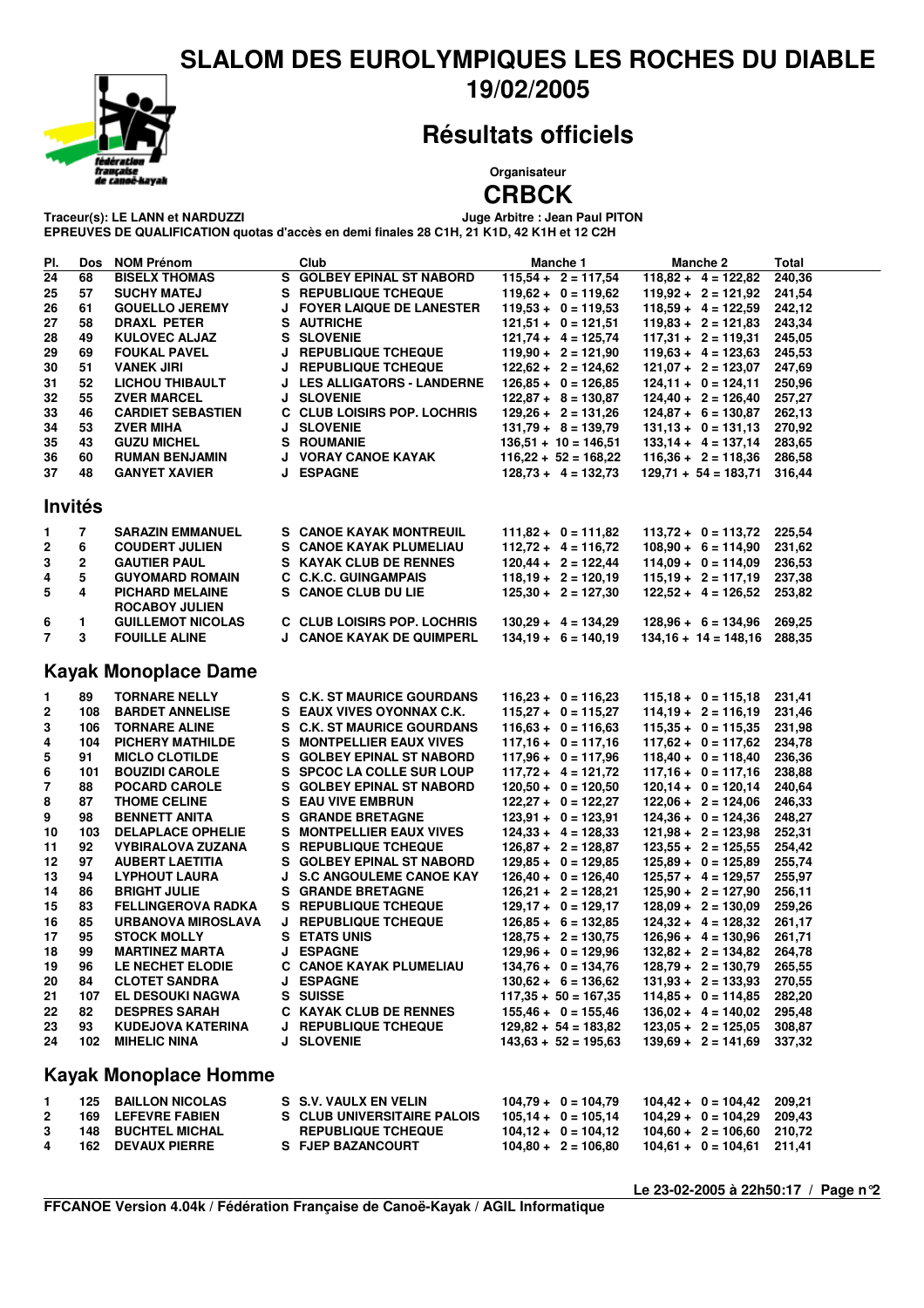# SLALOM DES EUROLYMPIQUES LES ROCHES DU DIABLE

## 19/02/2005

## Résultats officiels

Organisateur

**CRBCK**

Traceur(s): LE LANN et NARDUZZI — Juge Arbitre : Jean Paul PITON

EPREUVES DE QUALIFICATION quotas d'accès en demi finales 28 C1H, 21 K1D, 42 K1H et 12 C2H

| Pl. | Dos | NOM Prénom | | Club | Manche 1 | Manche 2 | Total |
|---|---|---|---|---|---|---|---|
| 24 | 68 | BISELX THOMAS | S | GOLBEY EPINAL ST NABORD | 115,54 + 2 = 117,54 | 118,82 + 4 = 122,82 | 240,36 |
| 25 | 57 | SUCHY MATEJ | S | REPUBLIQUE TCHEQUE | 119,62 + 0 = 119,62 | 119,92 + 2 = 121,92 | 241,54 |
| 26 | 61 | GOUELLO JEREMY | J | FOYER LAIQUE DE LANESTER | 119,53 + 0 = 119,53 | 118,59 + 4 = 122,59 | 242,12 |
| 27 | 58 | DRAXL PETER | S | AUTRICHE | 121,51 + 0 = 121,51 | 119,83 + 2 = 121,83 | 243,34 |
| 28 | 49 | KULOVEC ALJAZ | S | SLOVENIE | 121,74 + 4 = 125,74 | 117,31 + 2 = 119,31 | 245,05 |
| 29 | 69 | FOUKAL PAVEL | J | REPUBLIQUE TCHEQUE | 119,90 + 2 = 121,90 | 119,63 + 4 = 123,63 | 245,53 |
| 30 | 51 | VANEK JIRI | J | REPUBLIQUE TCHEQUE | 122,62 + 2 = 124,62 | 121,07 + 2 = 123,07 | 247,69 |
| 31 | 52 | LICHOU THIBAULT | J | LES ALLIGATORS - LANDERNE | 126,85 + 0 = 126,85 | 124,11 + 0 = 124,11 | 250,96 |
| 32 | 55 | ZVER MARCEL | J | SLOVENIE | 122,87 + 8 = 130,87 | 124,40 + 2 = 126,40 | 257,27 |
| 33 | 46 | CARDIET SEBASTIEN | C | CLUB LOISIRS POP. LOCHRIS | 129,26 + 2 = 131,26 | 124,87 + 6 = 130,87 | 262,13 |
| 34 | 53 | ZVER MIHA | J | SLOVENIE | 131,79 + 8 = 139,79 | 131,13 + 0 = 131,13 | 270,92 |
| 35 | 43 | GUZU MICHEL | S | ROUMANIE | 136,51 + 10 = 146,51 | 133,14 + 4 = 137,14 | 283,65 |
| 36 | 60 | RUMAN BENJAMIN | J | VORAY CANOE KAYAK | 116,22 + 52 = 168,22 | 116,36 + 2 = 118,36 | 286,58 |
| 37 | 48 | GANYET XAVIER | J | ESPAGNE | 128,73 + 4 = 132,73 | 129,71 + 54 = 183,71 | 316,44 |

## Invités

| Pl. | Dos | NOM Prénom | | Club | Manche 1 | Manche 2 | Total |
|---|---|---|---|---|---|---|---|
| 1 | 7 | SARAZIN EMMANUEL | S | CANOE KAYAK MONTREUIL | 111,82 + 0 = 111,82 | 113,72 + 0 = 113,72 | 225,54 |
| 2 | 6 | COUDERT JULIEN | S | CANOE KAYAK PLUMELIAU | 112,72 + 4 = 116,72 | 108,90 + 6 = 114,90 | 231,62 |
| 3 | 2 | GAUTIER PAUL | S | KAYAK CLUB DE RENNES | 120,44 + 2 = 122,44 | 114,09 + 0 = 114,09 | 236,53 |
| 4 | 5 | GUYOMARD ROMAIN | C | C.K.C. GUINGAMPAIS | 118,19 + 2 = 120,19 | 115,19 + 2 = 117,19 | 237,38 |
| 5 | 4 | PICHARD MELAINE<br>ROCABOY JULIEN | S | CANOE CLUB DU LIE | 125,30 + 2 = 127,30 | 122,52 + 4 = 126,52 | 253,82 |
| 6 | 1 | GUILLEMOT NICOLAS | C | CLUB LOISIRS POP. LOCHRIS | 130,29 + 4 = 134,29 | 128,96 + 6 = 134,96 | 269,25 |
| 7 | 3 | FOUILLE ALINE | J | CANOE KAYAK DE QUIMPERL | 134,19 + 6 = 140,19 | 134,16 + 14 = 148,16 | 288,35 |

## Kayak Monoplace Dame

| Pl. | Dos | NOM Prénom | | Club | Manche 1 | Manche 2 | Total |
|---|---|---|---|---|---|---|---|
| 1 | 89 | TORNARE NELLY | S | C.K. ST MAURICE GOURDANS | 116,23 + 0 = 116,23 | 115,18 + 0 = 115,18 | 231,41 |
| 2 | 108 | BARDET ANNELISE | S | EAUX VIVES OYONNAX C.K. | 115,27 + 0 = 115,27 | 114,19 + 2 = 116,19 | 231,46 |
| 3 | 106 | TORNARE ALINE | S | C.K. ST MAURICE GOURDANS | 116,63 + 0 = 116,63 | 115,35 + 0 = 115,35 | 231,98 |
| 4 | 104 | PICHERY MATHILDE | S | MONTPELLIER EAUX VIVES | 117,16 + 0 = 117,16 | 117,62 + 0 = 117,62 | 234,78 |
| 5 | 91 | MICLO CLOTILDE | S | GOLBEY EPINAL ST NABORD | 117,96 + 0 = 117,96 | 118,40 + 0 = 118,40 | 236,36 |
| 6 | 101 | BOUZIDI CAROLE | S | SPCOC LA COLLE SUR LOUP | 117,72 + 4 = 121,72 | 117,16 + 0 = 117,16 | 238,88 |
| 7 | 88 | POCARD CAROLE | S | GOLBEY EPINAL ST NABORD | 120,50 + 0 = 120,50 | 120,14 + 0 = 120,14 | 240,64 |
| 8 | 87 | THOME CELINE | S | EAU VIVE EMBRUN | 122,27 + 0 = 122,27 | 122,06 + 2 = 124,06 | 246,33 |
| 9 | 98 | BENNETT ANITA | S | GRANDE BRETAGNE | 123,91 + 0 = 123,91 | 124,36 + 0 = 124,36 | 248,27 |
| 10 | 103 | DELAPLACE OPHELIE | S | MONTPELLIER EAUX VIVES | 124,33 + 4 = 128,33 | 121,98 + 2 = 123,98 | 252,31 |
| 11 | 92 | VYBIRALOVA ZUZANA | S | REPUBLIQUE TCHEQUE | 126,87 + 2 = 128,87 | 123,55 + 2 = 125,55 | 254,42 |
| 12 | 97 | AUBERT LAETITIA | S | GOLBEY EPINAL ST NABORD | 129,85 + 0 = 129,85 | 125,89 + 0 = 125,89 | 255,74 |
| 13 | 94 | LYPHOUT LAURA | J | S.C ANGOULEME CANOE KAY | 126,40 + 0 = 126,40 | 125,57 + 4 = 129,57 | 255,97 |
| 14 | 86 | BRIGHT JULIE | S | GRANDE BRETAGNE | 126,21 + 2 = 128,21 | 125,90 + 2 = 127,90 | 256,11 |
| 15 | 83 | FELLINGEROVA RADKA | S | REPUBLIQUE TCHEQUE | 129,17 + 0 = 129,17 | 128,09 + 2 = 130,09 | 259,26 |
| 16 | 85 | URBANOVA MIROSLAVA | J | REPUBLIQUE TCHEQUE | 126,85 + 6 = 132,85 | 124,32 + 4 = 128,32 | 261,17 |
| 17 | 95 | STOCK MOLLY | S | ETATS UNIS | 128,75 + 2 = 130,75 | 126,96 + 4 = 130,96 | 261,71 |
| 18 | 99 | MARTINEZ MARTA | J | ESPAGNE | 129,96 + 0 = 129,96 | 132,82 + 2 = 134,82 | 264,78 |
| 19 | 96 | LE NECHET ELODIE | C | CANOE KAYAK PLUMELIAU | 134,76 + 0 = 134,76 | 128,79 + 2 = 130,79 | 265,55 |
| 20 | 84 | CLOTET SANDRA | J | ESPAGNE | 130,62 + 6 = 136,62 | 131,93 + 2 = 133,93 | 270,55 |
| 21 | 107 | EL DESOUKI NAGWA | S | SUISSE | 117,35 + 50 = 167,35 | 114,85 + 0 = 114,85 | 282,20 |
| 22 | 82 | DESPRES SARAH | C | KAYAK CLUB DE RENNES | 155,46 + 0 = 155,46 | 136,02 + 4 = 140,02 | 295,48 |
| 23 | 93 | KUDEJOVA KATERINA | J | REPUBLIQUE TCHEQUE | 129,82 + 54 = 183,82 | 123,05 + 2 = 125,05 | 308,87 |
| 24 | 102 | MIHELIC NINA | J | SLOVENIE | 143,63 + 52 = 195,63 | 139,69 + 2 = 141,69 | 337,32 |

## Kayak Monoplace Homme

| Pl. | Dos | NOM Prénom | | Club | Manche 1 | Manche 2 | Total |
|---|---|---|---|---|---|---|---|
| 1 | 125 | BAILLON NICOLAS | S | S.V. VAULX EN VELIN | 104,79 + 0 = 104,79 | 104,42 + 0 = 104,42 | 209,21 |
| 2 | 169 | LEFEVRE FABIEN | S | CLUB UNIVERSITAIRE PALOIS | 105,14 + 0 = 105,14 | 104,29 + 0 = 104,29 | 209,43 |
| 3 | 148 | BUCHTEL MICHAL | | REPUBLIQUE TCHEQUE | 104,12 + 0 = 104,12 | 104,60 + 2 = 106,60 | 210,72 |
| 4 | 162 | DEVAUX PIERRE | S | FJEP BAZANCOURT | 104,80 + 2 = 106,80 | 104,61 + 0 = 104,61 | 211,41 |

Le 23-02-2005 à 22h50:17

FFCANOE Version 4.04k / Fédération Française de Canoë-Kayak / AGIL Informatique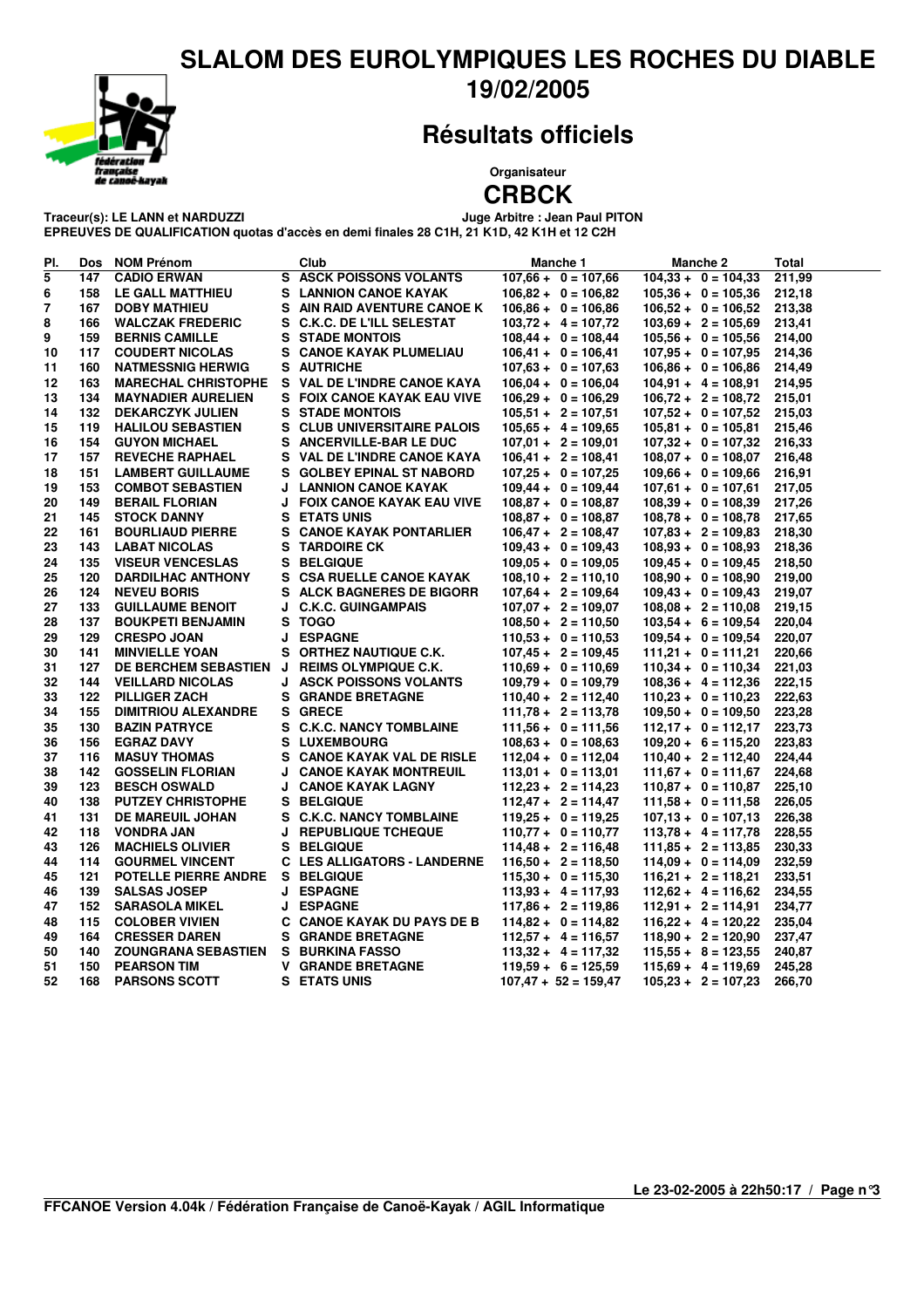# SLALOM DES EUROLYMPIQUES LES ROCHES DU DIABLE

## 19/02/2005

## Résultats officiels

Organisateur

**CRBCK**

**Traceur(s): LE LANN et NARDUZZI** **Juge Arbitre : Jean Paul PITON**

**EPREUVES DE QUALIFICATION quotas d'accès en demi finales 28 C1H, 21 K1D, 42 K1H et 12 C2H**

| Pl. | Dos | NOM Prénom | | Club | Manche 1 | Manche 2 | Total |
|---|---|---|---|---|---|---|---|
| 5 | 147 | CADIO ERWAN | S | ASCK POISSONS VOLANTS | 107,66 + 0 = 107,66 | 104,33 + 0 = 104,33 | 211,99 |
| 6 | 158 | LE GALL MATTHIEU | S | LANNION CANOE KAYAK | 106,82 + 0 = 106,82 | 105,36 + 0 = 105,36 | 212,18 |
| 7 | 167 | DOBY MATHIEU | S | AIN RAID AVENTURE CANOE K | 106,86 + 0 = 106,86 | 106,52 + 0 = 106,52 | 213,38 |
| 8 | 166 | WALCZAK FREDERIC | S | C.K.C. DE L'ILL SELESTAT | 103,72 + 4 = 107,72 | 103,69 + 2 = 105,69 | 213,41 |
| 9 | 159 | BERNIS CAMILLE | S | STADE MONTOIS | 108,44 + 0 = 108,44 | 105,56 + 0 = 105,56 | 214,00 |
| 10 | 117 | COUDERT NICOLAS | S | CANOE KAYAK PLUMELIAU | 106,41 + 0 = 106,41 | 107,95 + 0 = 107,95 | 214,36 |
| 11 | 160 | NATMESSNIG HERWIG | S | AUTRICHE | 107,63 + 0 = 107,63 | 106,86 + 0 = 106,86 | 214,49 |
| 12 | 163 | MARECHAL CHRISTOPHE | S | VAL DE L'INDRE CANOE KAYA | 106,04 + 0 = 106,04 | 104,91 + 4 = 108,91 | 214,95 |
| 13 | 134 | MAYNADIER AURELIEN | S | FOIX CANOE KAYAK EAU VIVE | 106,29 + 0 = 106,29 | 106,72 + 2 = 108,72 | 215,01 |
| 14 | 132 | DEKARCZYK JULIEN | S | STADE MONTOIS | 105,51 + 2 = 107,51 | 107,52 + 0 = 107,52 | 215,03 |
| 15 | 119 | HALILOU SEBASTIEN | S | CLUB UNIVERSITAIRE PALOIS | 105,65 + 4 = 109,65 | 105,81 + 0 = 105,81 | 215,46 |
| 16 | 154 | GUYON MICHAEL | S | ANCERVILLE-BAR LE DUC | 107,01 + 2 = 109,01 | 107,32 + 0 = 107,32 | 216,33 |
| 17 | 157 | REVECHE RAPHAEL | S | VAL DE L'INDRE CANOE KAYA | 106,41 + 2 = 108,41 | 108,07 + 0 = 108,07 | 216,48 |
| 18 | 151 | LAMBERT GUILLAUME | S | GOLBEY EPINAL ST NABORD | 107,25 + 0 = 107,25 | 109,66 + 0 = 109,66 | 216,91 |
| 19 | 153 | COMBOT SEBASTIEN | J | LANNION CANOE KAYAK | 109,44 + 0 = 109,44 | 107,61 + 0 = 107,61 | 217,05 |
| 20 | 149 | BERAIL FLORIAN | J | FOIX CANOE KAYAK EAU VIVE | 108,87 + 0 = 108,87 | 108,39 + 0 = 108,39 | 217,26 |
| 21 | 145 | STOCK DANNY | S | ETATS UNIS | 108,87 + 0 = 108,87 | 108,78 + 0 = 108,78 | 217,65 |
| 22 | 161 | BOURLIAUD PIERRE | S | CANOE KAYAK PONTARLIER | 106,47 + 2 = 108,47 | 107,83 + 2 = 109,83 | 218,30 |
| 23 | 143 | LABAT NICOLAS | S | TARDOIRE CK | 109,43 + 0 = 109,43 | 108,93 + 0 = 108,93 | 218,36 |
| 24 | 135 | VISEUR VENCESLAS | S | BELGIQUE | 109,05 + 0 = 109,05 | 109,45 + 0 = 109,45 | 218,50 |
| 25 | 120 | DARDILHAC ANTHONY | S | CSA RUELLE CANOE KAYAK | 108,10 + 2 = 110,10 | 108,90 + 0 = 108,90 | 219,00 |
| 26 | 124 | NEVEU BORIS | S | ALCK BAGNERES DE BIGORR | 107,64 + 2 = 109,64 | 109,43 + 0 = 109,43 | 219,07 |
| 27 | 133 | GUILLAUME BENOIT | J | C.K.C. GUINGAMPAIS | 107,07 + 2 = 109,07 | 108,08 + 2 = 110,08 | 219,15 |
| 28 | 137 | BOUKPETI BENJAMIN | S | TOGO | 108,50 + 2 = 110,50 | 103,54 + 6 = 109,54 | 220,04 |
| 29 | 129 | CRESPO JOAN | J | ESPAGNE | 110,53 + 0 = 110,53 | 109,54 + 0 = 109,54 | 220,07 |
| 30 | 141 | MINVIELLE YOAN | S | ORTHEZ NAUTIQUE C.K. | 107,45 + 2 = 109,45 | 111,21 + 0 = 111,21 | 220,66 |
| 31 | 127 | DE BERCHEM SEBASTIEN | J | REIMS OLYMPIQUE C.K. | 110,69 + 0 = 110,69 | 110,34 + 0 = 110,34 | 221,03 |
| 32 | 144 | VEILLARD NICOLAS | J | ASCK POISSONS VOLANTS | 109,79 + 0 = 109,79 | 108,36 + 4 = 112,36 | 222,15 |
| 33 | 122 | PILLIGER ZACH | S | GRANDE BRETAGNE | 110,40 + 2 = 112,40 | 110,23 + 0 = 110,23 | 222,63 |
| 34 | 155 | DIMITRIOU ALEXANDRE | S | GRECE | 111,78 + 2 = 113,78 | 109,50 + 0 = 109,50 | 223,28 |
| 35 | 130 | BAZIN PATRYCE | S | C.K.C. NANCY TOMBLAINE | 111,56 + 0 = 111,56 | 112,17 + 0 = 112,17 | 223,73 |
| 36 | 156 | GRAZ DAVY | S | LUXEMBOURG | 108,63 + 0 = 108,63 | 109,20 + 6 = 115,20 | 223,83 |
| 37 | 116 | MASUY THOMAS | S | CANOE KAYAK VAL DE RISLE | 112,04 + 0 = 112,04 | 110,40 + 2 = 112,40 | 224,44 |
| 38 | 142 | GOSSELIN FLORIAN | J | CANOE KAYAK MONTREUIL | 113,01 + 0 = 113,01 | 111,67 + 0 = 111,67 | 224,68 |
| 39 | 123 | BESCH OSWALD | J | CANOE KAYAK LAGNY | 112,23 + 2 = 114,23 | 110,87 + 0 = 110,87 | 225,10 |
| 40 | 138 | PUTZEY CHRISTOPHE | S | BELGIQUE | 112,47 + 2 = 114,47 | 111,58 + 0 = 111,58 | 226,05 |
| 41 | 131 | DE MAREUIL JOHAN | S | C.K.C. NANCY TOMBLAINE | 119,25 + 0 = 119,25 | 107,13 + 0 = 107,13 | 226,38 |
| 42 | 118 | VONDRA JAN | J | REPUBLIQUE TCHEQUE | 110,77 + 0 = 110,77 | 113,78 + 4 = 117,78 | 228,55 |
| 43 | 126 | MACHIELS OLIVIER | S | BELGIQUE | 114,48 + 2 = 116,48 | 111,85 + 2 = 113,85 | 230,33 |
| 44 | 114 | GOURMEL VINCENT | C | LES ALLIGATORS - LANDERNE | 116,50 + 2 = 118,50 | 114,09 + 0 = 114,09 | 232,59 |
| 45 | 121 | POTELLE PIERRE ANDRE | S | BELGIQUE | 115,30 + 0 = 115,30 | 116,21 + 2 = 118,21 | 233,51 |
| 46 | 139 | SALSAS JOSEP | J | ESPAGNE | 113,93 + 4 = 117,93 | 112,62 + 4 = 116,62 | 234,55 |
| 47 | 152 | SARASOLA MIKEL | J | ESPAGNE | 117,86 + 2 = 119,86 | 112,91 + 2 = 114,91 | 234,77 |
| 48 | 115 | COLOBER VIVIEN | C | CANOE KAYAK DU PAYS DE B | 114,82 + 0 = 114,82 | 116,22 + 4 = 120,22 | 235,04 |
| 49 | 164 | CRESSER DAREN | S | GRANDE BRETAGNE | 112,57 + 4 = 116,57 | 118,90 + 2 = 120,90 | 237,47 |
| 50 | 140 | ZOUNGRANA SEBASTIEN | S | BURKINA FASSO | 113,32 + 4 = 117,32 | 115,55 + 8 = 123,55 | 240,87 |
| 51 | 150 | PEARSON TIM | V | GRANDE BRETAGNE | 119,59 + 6 = 125,59 | 115,69 + 4 = 119,69 | 245,28 |
| 52 | 168 | PARSONS SCOTT | S | ETATS UNIS | 107,47 + 52 = 159,47 | 105,23 + 2 = 107,23 | 266,70 |

Le 23-02-2005 à 22h50:17

FFCANOE Version 4.04k / Fédération Française de Canoë-Kayak / AGIL Informatique